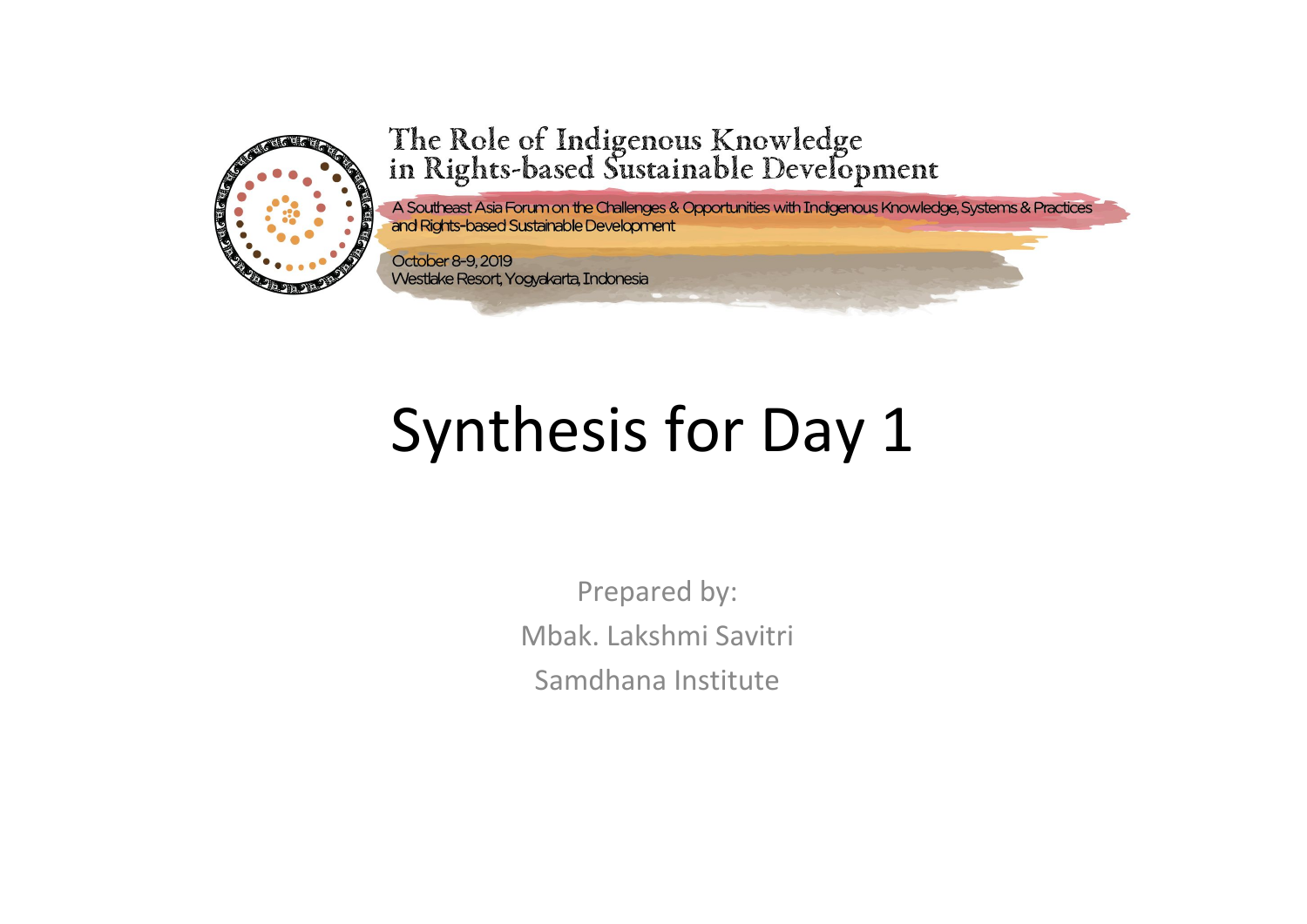The Role of Indigenous Knowledge in Rights-based Sustainable Development

A Southeast Asia Forum on the Challenges & Opportunities with Indigenous Knowledge, Systems & Practices and Rights-based Sustainable Development

October 8-9, 2019
Westlake Resort, Yogyakarta, Indonesia

# Synthesis for Day 1

Prepared by:
Mbak. Lakshmi Savitri
Samdhana Institute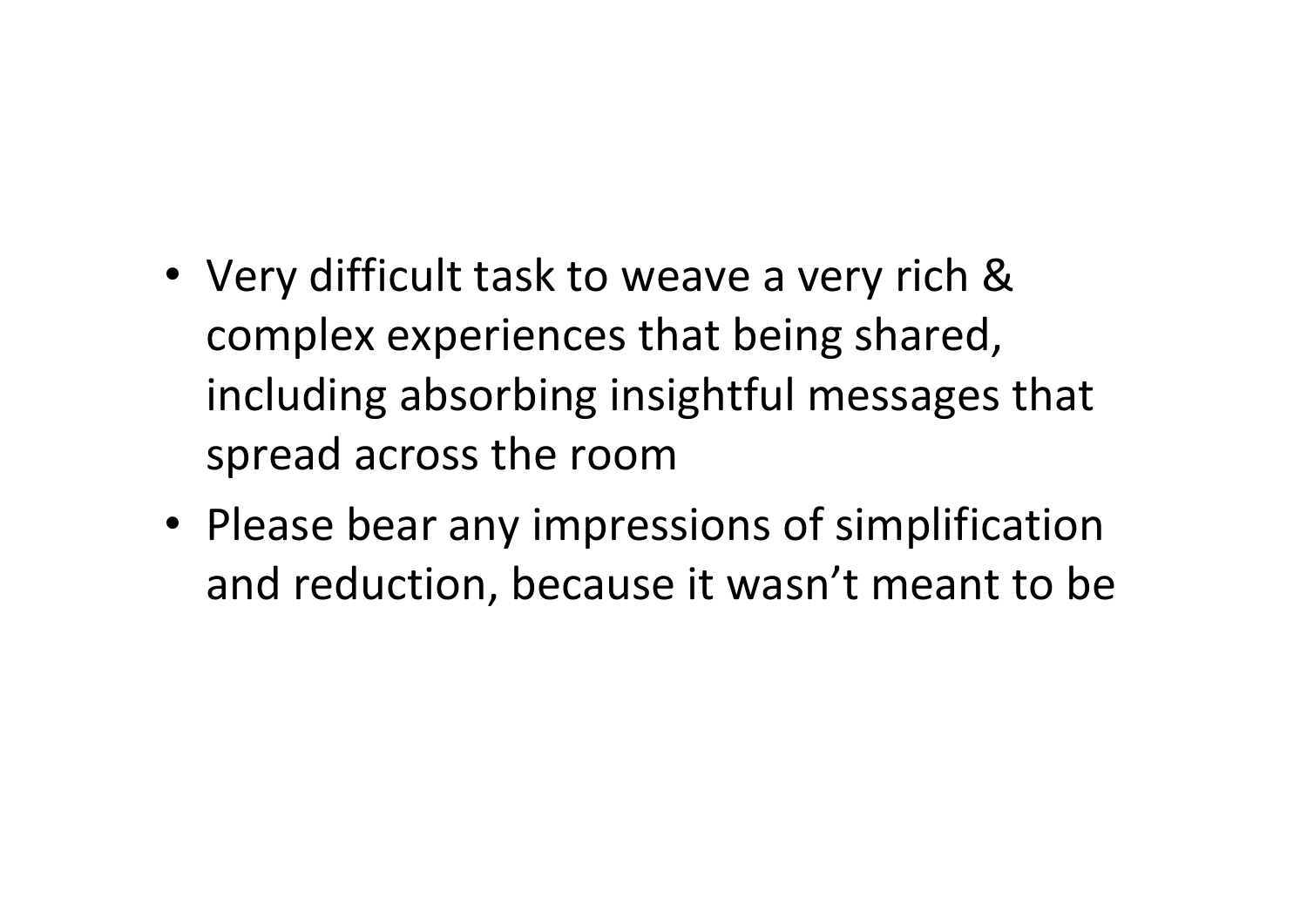- Very difficult task to weave a very rich & complex experiences that being shared, including absorbing insightful messages that spread across the room
- Please bear any impressions of simplification and reduction, because it wasn't meant to be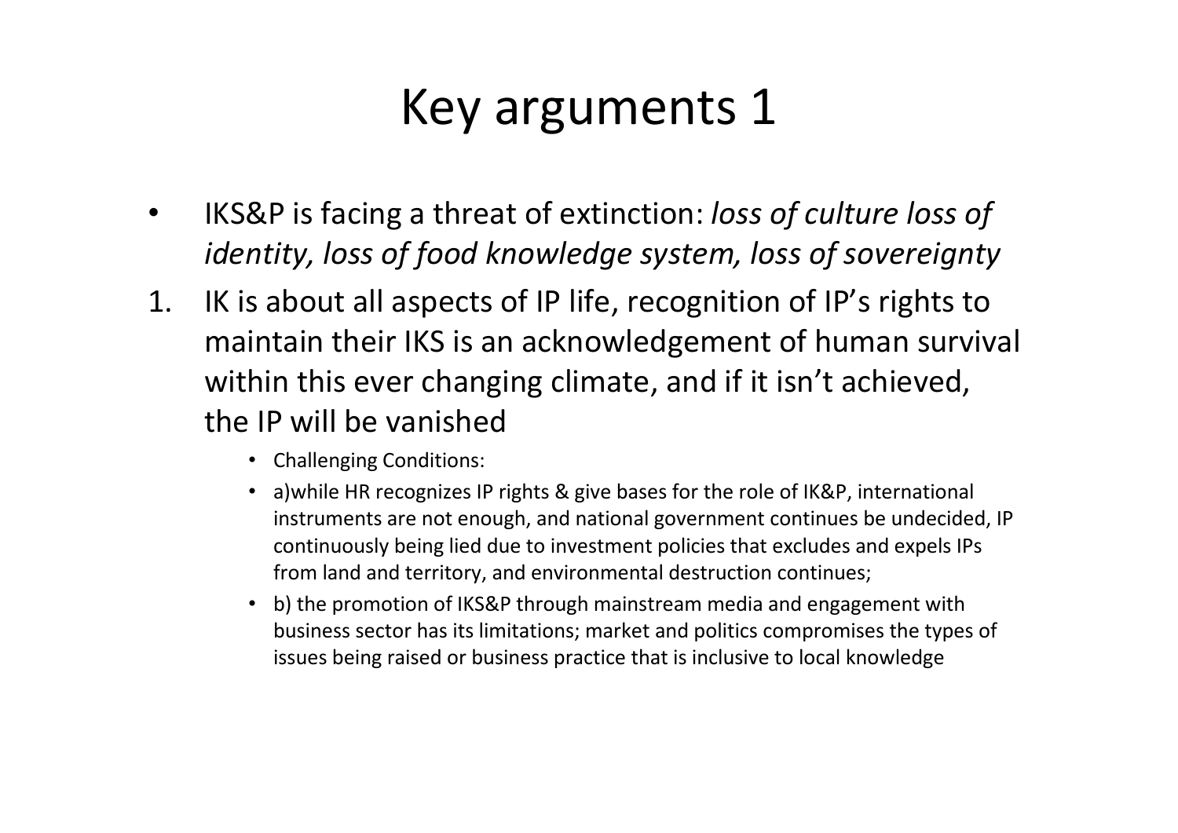# Key arguments 1

- IKS&P is facing a threat of extinction: *loss of culture loss of identity, loss of food knowledge system, loss of sovereignty*

1. IK is about all aspects of IP life, recognition of IP's rights to maintain their IKS is an acknowledgement of human survival within this ever changing climate, and if it isn't achieved, the IP will be vanished
    - Challenging Conditions:
    - a)while HR recognizes IP rights & give bases for the role of IK&P, international instruments are not enough, and national government continues be undecided, IP continuously being lied due to investment policies that excludes and expels IPs from land and territory, and environmental destruction continues;
    - b) the promotion of IKS&P through mainstream media and engagement with business sector has its limitations; market and politics compromises the types of issues being raised or business practice that is inclusive to local knowledge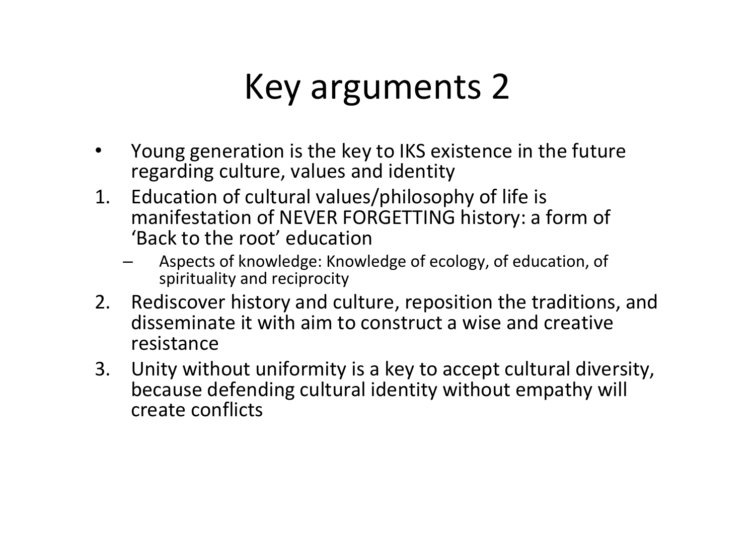# Key arguments 2

- Young generation is the key to IKS existence in the future regarding culture, values and identity

1. Education of cultural values/philosophy of life is manifestation of NEVER FORGETTING history: a form of 'Back to the root' education
   - Aspects of knowledge: Knowledge of ecology, of education, of spirituality and reciprocity
2. Rediscover history and culture, reposition the traditions, and disseminate it with aim to construct a wise and creative resistance
3. Unity without uniformity is a key to accept cultural diversity, because defending cultural identity without empathy will create conflicts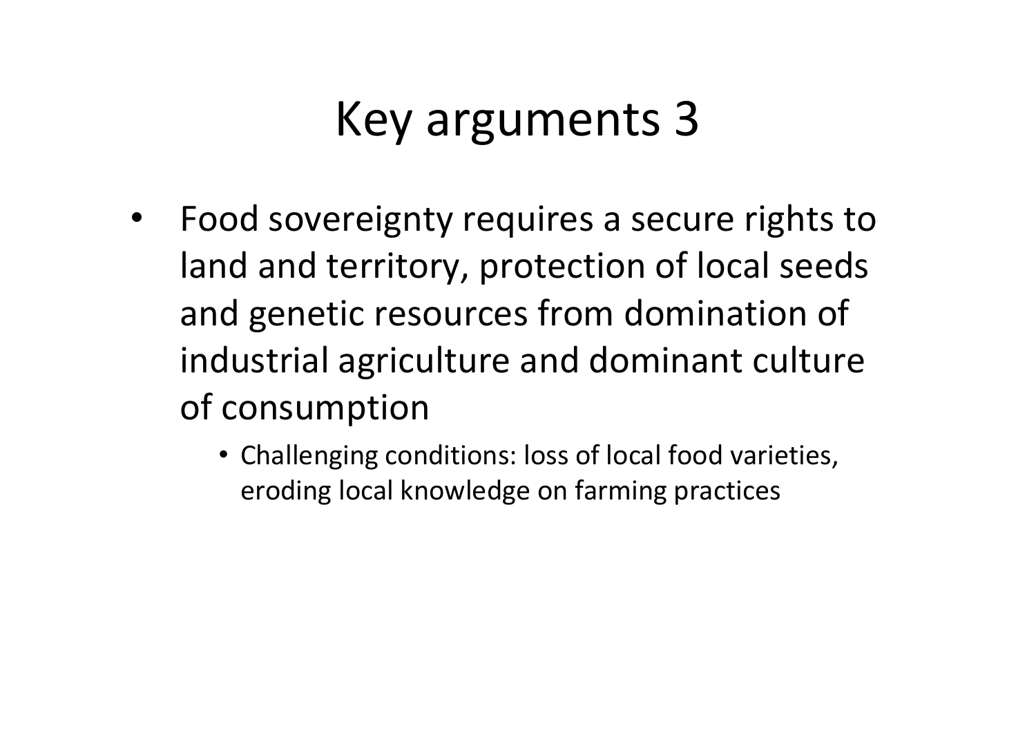# Key arguments 3

- Food sovereignty requires a secure rights to land and territory, protection of local seeds and genetic resources from domination of industrial agriculture and dominant culture of consumption
  - Challenging conditions: loss of local food varieties, eroding local knowledge on farming practices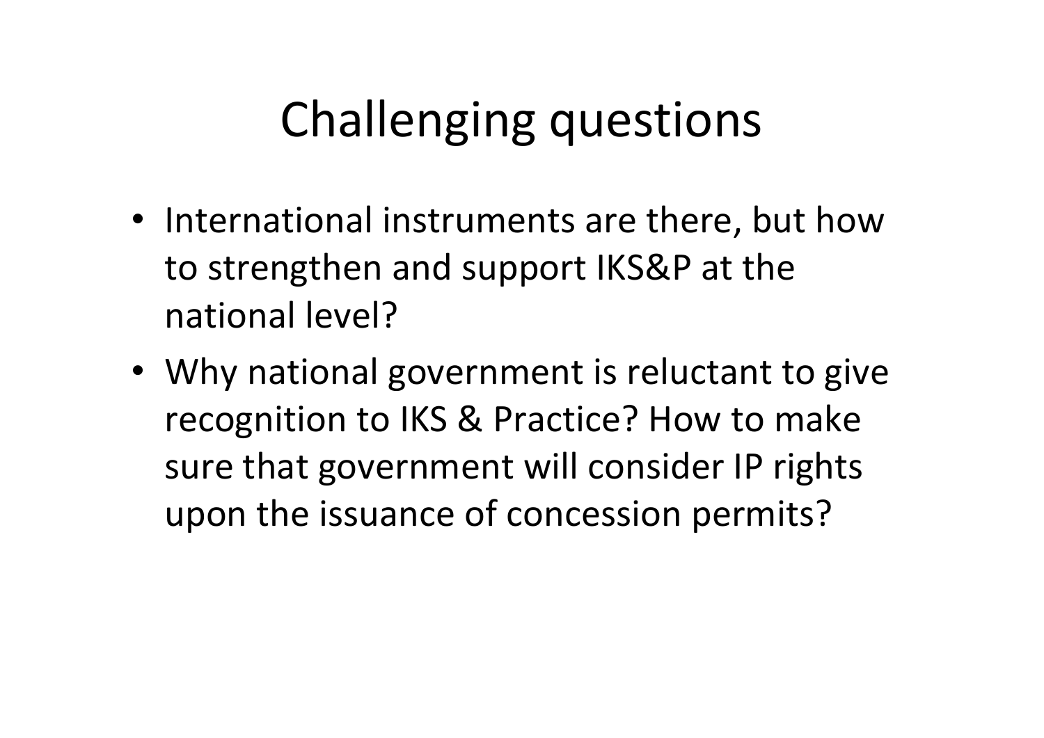# Challenging questions

- International instruments are there, but how to strengthen and support IKS&P at the national level?
- Why national government is reluctant to give recognition to IKS & Practice? How to make sure that government will consider IP rights upon the issuance of concession permits?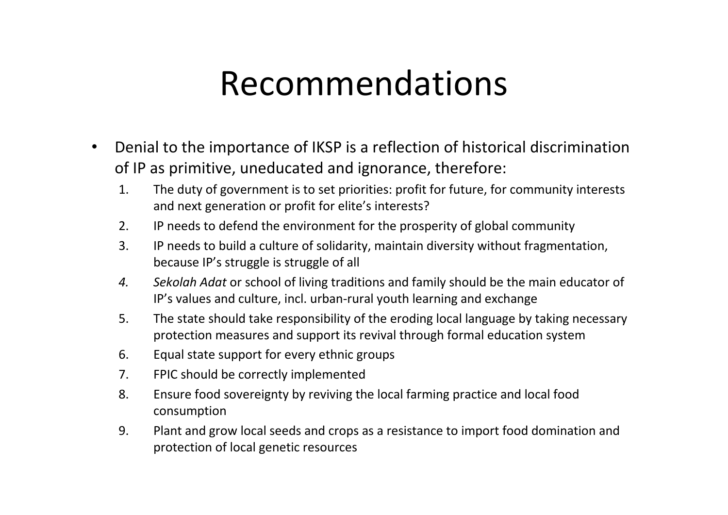# Recommendations

- Denial to the importance of IKSP is a reflection of historical discrimination of IP as primitive, uneducated and ignorance, therefore:
  1. The duty of government is to set priorities: profit for future, for community interests and next generation or profit for elite's interests?
  2. IP needs to defend the environment for the prosperity of global community
  3. IP needs to build a culture of solidarity, maintain diversity without fragmentation, because IP's struggle is struggle of all
  4. *Sekolah Adat* or school of living traditions and family should be the main educator of IP's values and culture, incl. urban-rural youth learning and exchange
  5. The state should take responsibility of the eroding local language by taking necessary protection measures and support its revival through formal education system
  6. Equal state support for every ethnic groups
  7. FPIC should be correctly implemented
  8. Ensure food sovereignty by reviving the local farming practice and local food consumption
  9. Plant and grow local seeds and crops as a resistance to import food domination and protection of local genetic resources